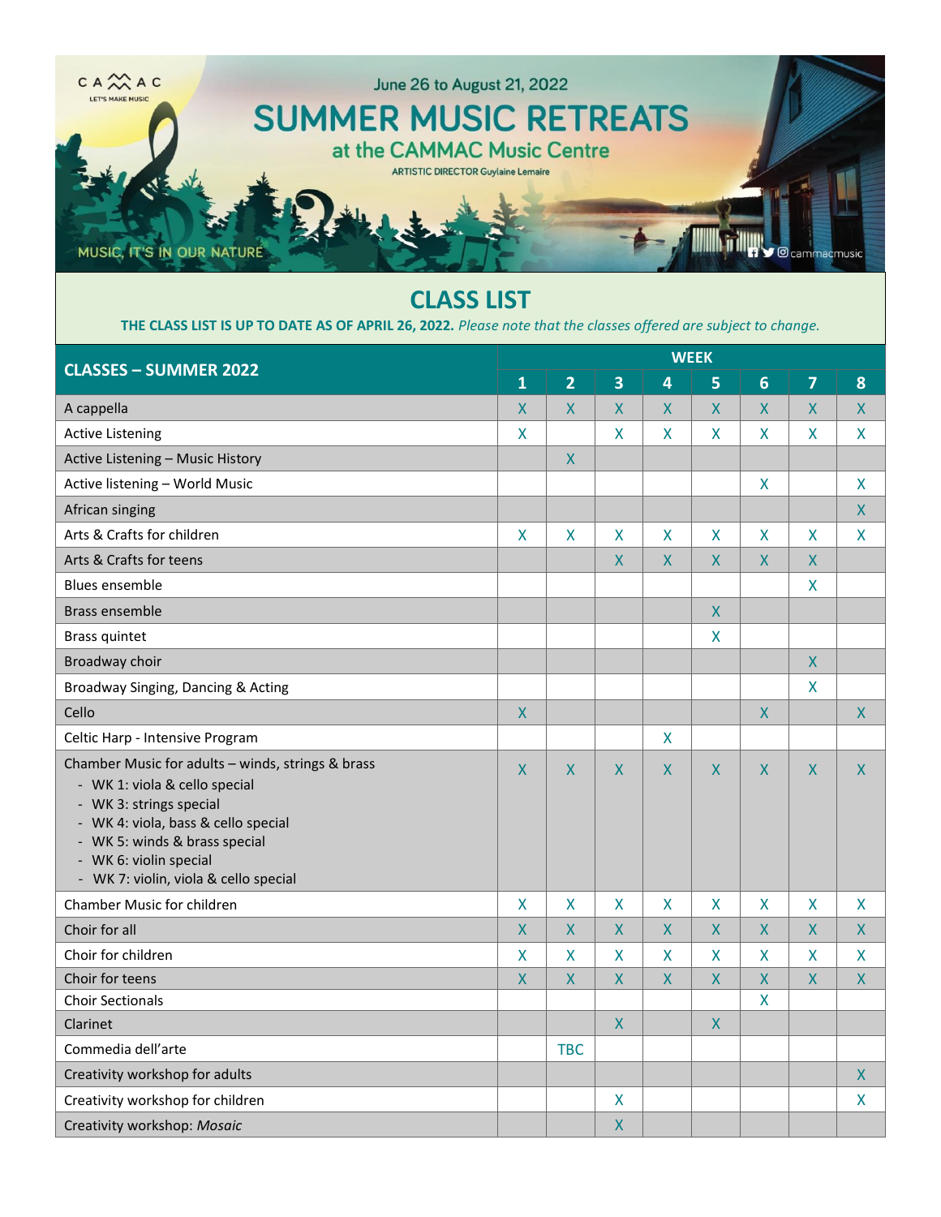CAMMAC
LET'S MAKE MUSIC

June 26 to August 21, 2022

# SUMMER MUSIC RETREATS

## at the CAMMAC Music Centre

ARTISTIC DIRECTOR Guylaine Lemaire

MUSIC, IT'S IN OUR NATURE

cammacmusic

## CLASS LIST

**THE CLASS LIST IS UP TO DATE AS OF APRIL 26, 2022.** *Please note that the classes offered are subject to change.*

| CLASSES – SUMMER 2022 | WEEK | | | | | | | |
|---|---|---|---|---|---|---|---|---|
| | 1 | 2 | 3 | 4 | 5 | 6 | 7 | 8 |
| A cappella | X | X | X | X | X | X | X | X |
| Active Listening | X | | X | X | X | X | X | X |
| Active Listening – Music History | | X | | | | | | |
| Active listening – World Music | | | | | | X | | X |
| African singing | | | | | | | | X |
| Arts & Crafts for children | X | X | X | X | X | X | X | X |
| Arts & Crafts for teens | | | X | X | X | X | X | |
| Blues ensemble | | | | | | | X | |
| Brass ensemble | | | | | X | | | |
| Brass quintet | | | | | X | | | |
| Broadway choir | | | | | | | X | |
| Broadway Singing, Dancing & Acting | | | | | | | X | |
| Cello | X | | | | | X | | X |
| Celtic Harp - Intensive Program | | | | X | | | | |
| Chamber Music for adults – winds, strings & brass<br>- WK 1: viola & cello special<br>- WK 3: strings special<br>- WK 4: viola, bass & cello special<br>- WK 5: winds & brass special<br>- WK 6: violin special<br>- WK 7: violin, viola & cello special | X | X | X | X | X | X | X | X |
| Chamber Music for children | X | X | X | X | X | X | X | X |
| Choir for all | X | X | X | X | X | X | X | X |
| Choir for children | X | X | X | X | X | X | X | X |
| Choir for teens | X | X | X | X | X | X | X | X |
| Choir Sectionals | | | | | | X | | |
| Clarinet | | | X | | X | | | |
| Commedia dell'arte | | TBC | | | | | | |
| Creativity workshop for adults | | | | | | | | X |
| Creativity workshop for children | | | X | | | | | X |
| Creativity workshop: *Mosaic* | | | X | | | | | |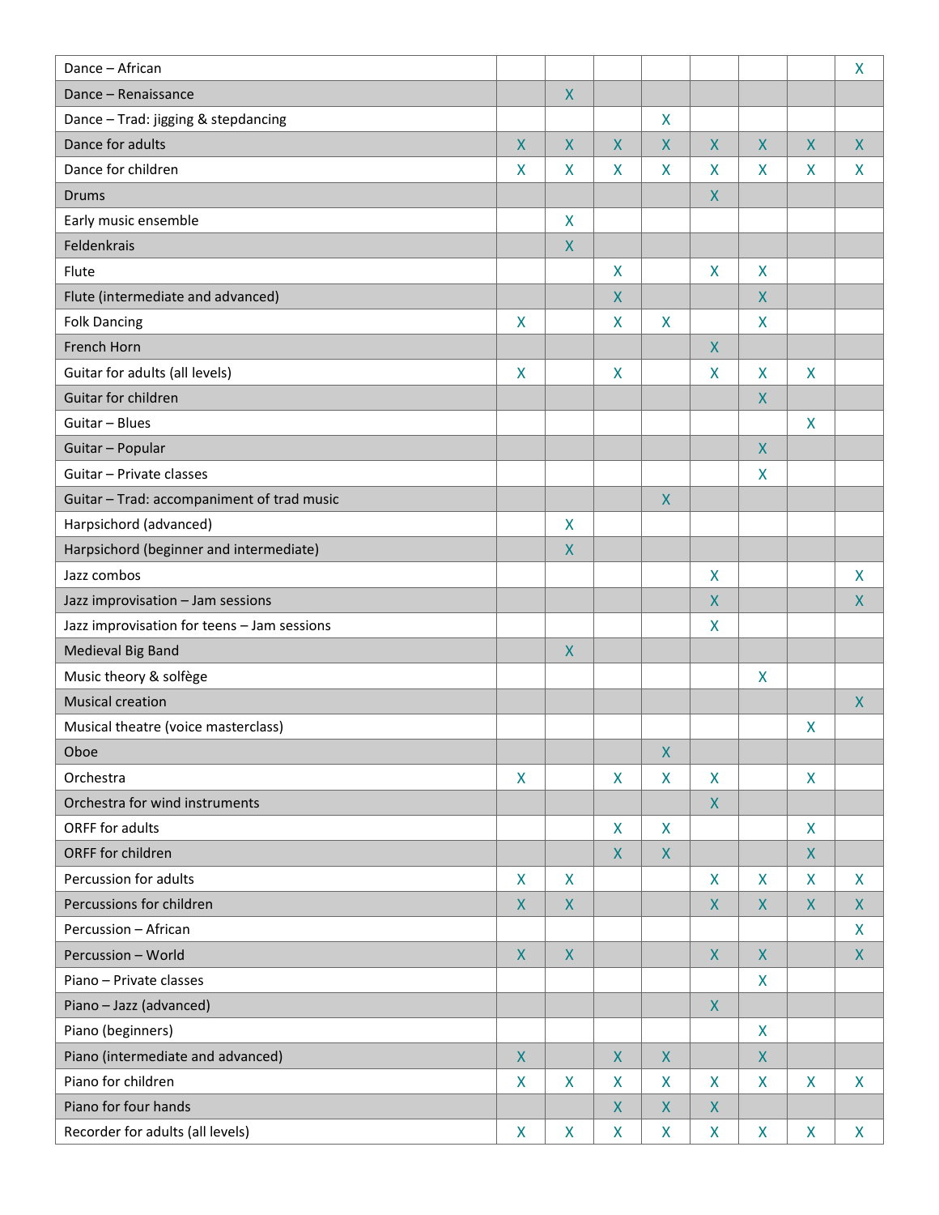| | | | | | | | | |
|---|---|---|---|---|---|---|---|---|
| Dance – African | | | | | | | | X |
| Dance – Renaissance | | X | | | | | | |
| Dance – Trad: jigging & stepdancing | | | | X | | | | |
| Dance for adults | X | X | X | X | X | X | X | X |
| Dance for children | X | X | X | X | X | X | X | X |
| Drums | | | | | X | | | |
| Early music ensemble | | X | | | | | | |
| Feldenkrais | | X | | | | | | |
| Flute | | | X | | X | X | | |
| Flute (intermediate and advanced) | | | X | | | X | | |
| Folk Dancing | X | | X | X | | X | | |
| French Horn | | | | | X | | | |
| Guitar for adults (all levels) | X | | X | | X | X | X | |
| Guitar for children | | | | | | X | | |
| Guitar – Blues | | | | | | | X | |
| Guitar – Popular | | | | | | X | | |
| Guitar – Private classes | | | | | | X | | |
| Guitar – Trad: accompaniment of trad music | | | | X | | | | |
| Harpsichord (advanced) | | X | | | | | | |
| Harpsichord (beginner and intermediate) | | X | | | | | | |
| Jazz combos | | | | | X | | | X |
| Jazz improvisation – Jam sessions | | | | | X | | | X |
| Jazz improvisation for teens – Jam sessions | | | | | X | | | |
| Medieval Big Band | | X | | | | | | |
| Music theory & solfège | | | | | | X | | |
| Musical creation | | | | | | | | X |
| Musical theatre (voice masterclass) | | | | | | | X | |
| Oboe | | | | X | | | | |
| Orchestra | X | | X | X | X | | X | |
| Orchestra for wind instruments | | | | | X | | | |
| ORFF for adults | | | X | X | | | X | |
| ORFF for children | | | X | X | | | X | |
| Percussion for adults | X | X | | | X | X | X | X |
| Percussions for children | X | X | | | X | X | X | X |
| Percussion – African | | | | | | | | X |
| Percussion – World | X | X | | | X | X | | X |
| Piano – Private classes | | | | | | X | | |
| Piano – Jazz (advanced) | | | | | X | | | |
| Piano (beginners) | | | | | | X | | |
| Piano (intermediate and advanced) | X | | X | X | | X | | |
| Piano for children | X | X | X | X | X | X | X | X |
| Piano for four hands | | | X | X | X | | | |
| Recorder for adults (all levels) | X | X | X | X | X | X | X | X |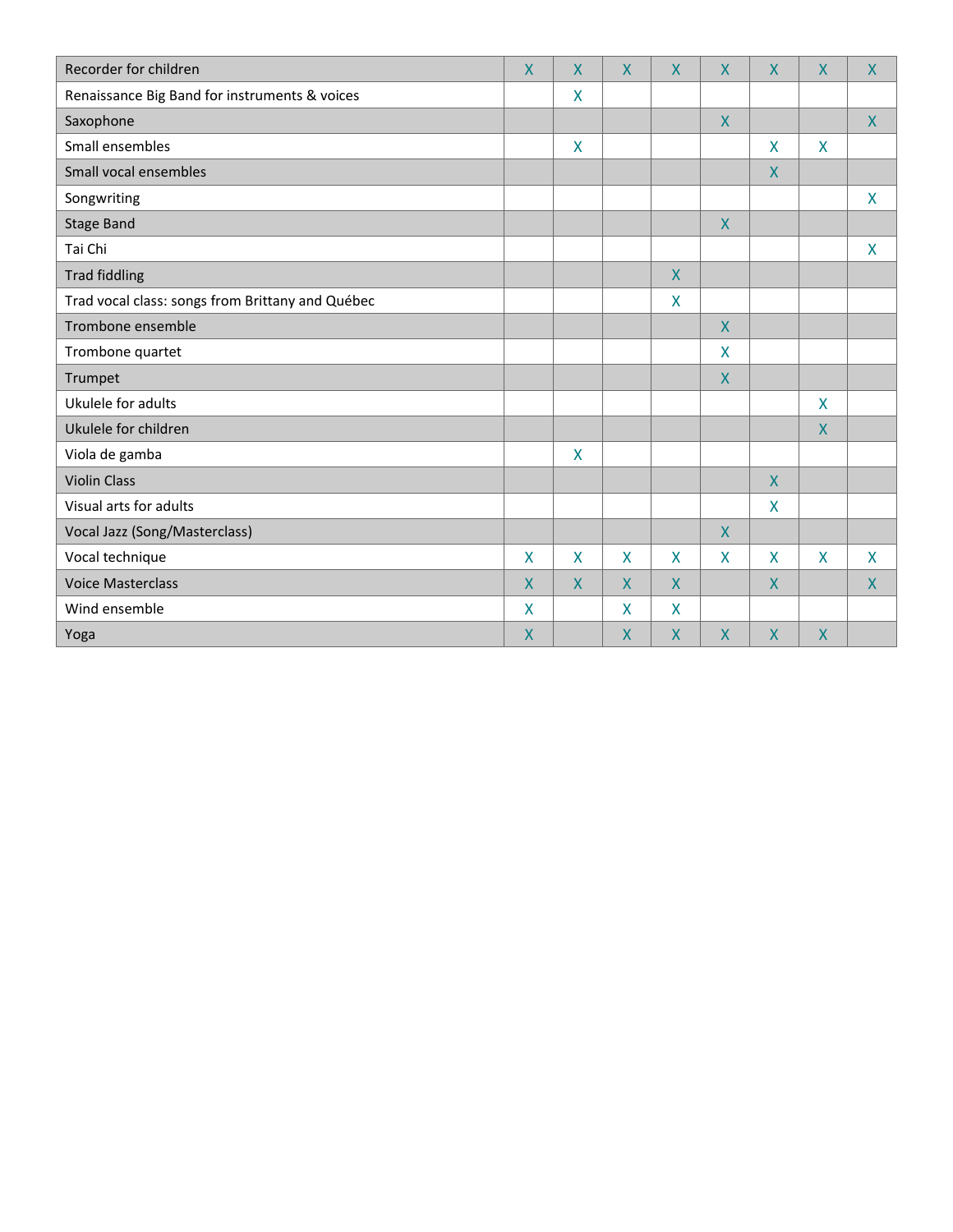| | | | | | | | | |
|---|---|---|---|---|---|---|---|---|
| Recorder for children | X | X | X | X | X | X | X | X |
| Renaissance Big Band for instruments & voices | | X | | | | | | |
| Saxophone | | | | | X | | | X |
| Small ensembles | | X | | | | X | X | |
| Small vocal ensembles | | | | | | X | | |
| Songwriting | | | | | | | | X |
| Stage Band | | | | | X | | | |
| Tai Chi | | | | | | | | X |
| Trad fiddling | | | | X | | | | |
| Trad vocal class: songs from Brittany and Québec | | | | X | | | | |
| Trombone ensemble | | | | | X | | | |
| Trombone quartet | | | | | X | | | |
| Trumpet | | | | | X | | | |
| Ukulele for adults | | | | | | | X | |
| Ukulele for children | | | | | | | X | |
| Viola de gamba | | X | | | | | | |
| Violin Class | | | | | | X | | |
| Visual arts for adults | | | | | | X | | |
| Vocal Jazz (Song/Masterclass) | | | | | X | | | |
| Vocal technique | X | X | X | X | X | X | X | X |
| Voice Masterclass | X | X | X | X | | X | | X |
| Wind ensemble | X | | X | X | | | | |
| Yoga | X | | X | X | X | X | X | |